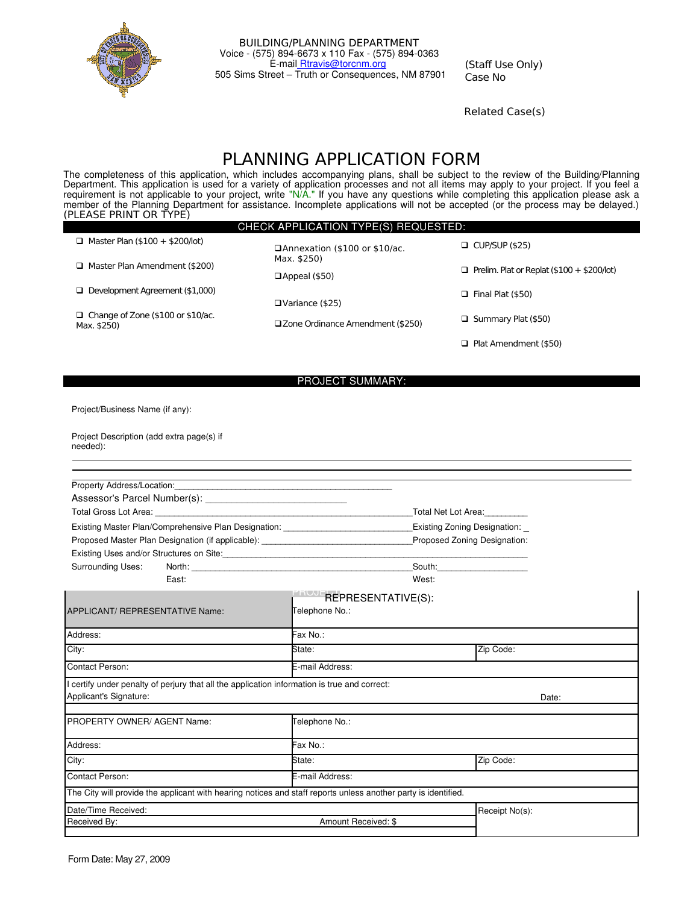BUILDING/PLANNING DEPARTMENT
Voice - (575) 894-6673 x 110 Fax - (575) 894-0363
E-mail Rtravis@torcnm.org
505 Sims Street – Truth or Consequences, NM 87901

(Staff Use Only)
Case No

Related Case(s)

# PLANNING APPLICATION FORM

The completeness of this application, which includes accompanying plans, shall be subject to the review of the Building/Planning Department. This application is used for a variety of application processes and not all items may apply to your project. If you feel a requirement is not applicable to your project, write "N/A." If you have any questions while completing this application please ask a member of the Planning Department for assistance. Incomplete applications will not be accepted (or the process may be delayed.)
(PLEASE PRINT OR TYPE)

## CHECK APPLICATION TYPE(S) REQUESTED:

- ❑ Master Plan ($100 + $200/lot)
- ❑ Master Plan Amendment ($200)
- ❑ Development Agreement ($1,000)
- ❑ Change of Zone ($100 or $10/ac. Max. $250)
- ❑ Annexation ($100 or $10/ac. Max. $250)
- ❑ Appeal ($50)
- ❑ Variance ($25)
- ❑ Zone Ordinance Amendment ($250)
- ❑ CUP/SUP ($25)
- ❑ Prelim. Plat or Replat ($100 + $200/lot)
- ❑ Final Plat ($50)
- ❑ Summary Plat ($50)
- ❑ Plat Amendment ($50)

## PROJECT SUMMARY:

Project/Business Name (if any):

Project Description (add extra page(s) if needed):

Property Address/Location:_____________________________________________

Assessor's Parcel Number(s): ___________________________

Total Gross Lot Area: ________________________________________________________ Total Net Lot Area:_________

Existing Master Plan/Comprehensive Plan Designation: ___________________________ Existing Zoning Designation: _

Proposed Master Plan Designation (if applicable): _______________________________ Proposed Zoning Designation:

Existing Uses and/or Structures on Site:____________________________________________________________________

Surrounding Uses: North: ______________________________________________ South:___________________

East: West:

## PROJECT REPRESENTATIVE(S):

| APPLICANT/ REPRESENTATIVE Name: | Telephone No.: | |
|---|---|---|
| Address: | Fax No.: | |
| City: | State: | Zip Code: |
| Contact Person: | E-mail Address: | |
| I certify under penalty of perjury that all the application information is true and correct:<br>Applicant's Signature: | | Date: |
| PROPERTY OWNER/ AGENT Name: | Telephone No.: | |
| Address: | Fax No.: | |
| City: | State: | Zip Code: |
| Contact Person: | E-mail Address: | |
| The City will provide the applicant with hearing notices and staff reports unless another party is identified. | | |
| Date/Time Received: | | Receipt No(s): |
| Received By: | Amount Received: $ | |

Form Date: May 27, 2009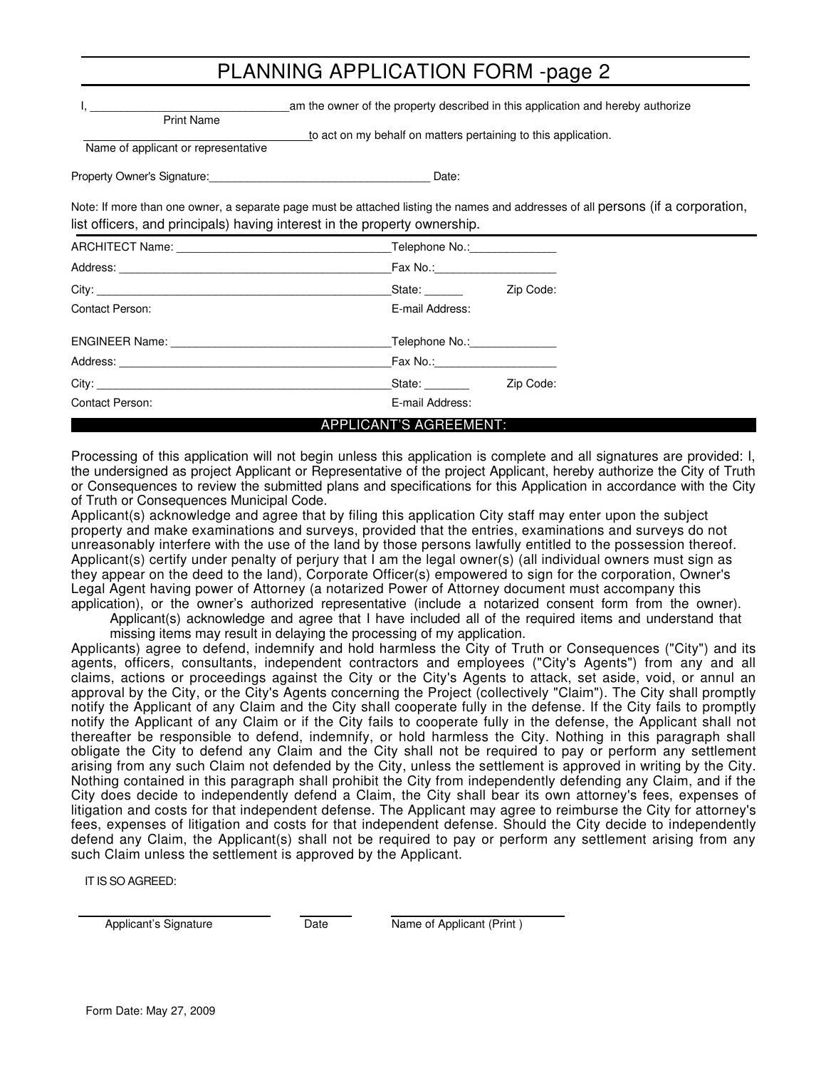# PLANNING APPLICATION FORM -page 2

I, ______________________________ am the owner of the property described in this application and hereby authorize
Print Name

______________________________ to act on my behalf on matters pertaining to this application.
Name of applicant or representative

Property Owner's Signature: ______________________________ Date:

Note: If more than one owner, a separate page must be attached listing the names and addresses of all persons (if a corporation, list officers, and principals) having interest in the property ownership.

ARCHITECT Name: ______________________________ Telephone No.: ____________

Address: ______________________________ Fax No.: ____________

City: ______________________________ State: ______ Zip Code:

Contact Person: E-mail Address:

ENGINEER Name: ______________________________ Telephone No.: ____________

Address: ______________________________ Fax No.: ____________

City: ______________________________ State: ______ Zip Code:

Contact Person: E-mail Address:

## APPLICANT'S AGREEMENT:

Processing of this application will not begin unless this application is complete and all signatures are provided: I, the undersigned as project Applicant or Representative of the project Applicant, hereby authorize the City of Truth or Consequences to review the submitted plans and specifications for this Application in accordance with the City of Truth or Consequences Municipal Code.

Applicant(s) acknowledge and agree that by filing this application City staff may enter upon the subject property and make examinations and surveys, provided that the entries, examinations and surveys do not unreasonably interfere with the use of the land by those persons lawfully entitled to the possession thereof.

Applicant(s) certify under penalty of perjury that I am the legal owner(s) (all individual owners must sign as they appear on the deed to the land), Corporate Officer(s) empowered to sign for the corporation, Owner's Legal Agent having power of Attorney (a notarized Power of Attorney document must accompany this application), or the owner's authorized representative (include a notarized consent form from the owner).

Applicant(s) acknowledge and agree that I have included all of the required items and understand that missing items may result in delaying the processing of my application.

Applicants) agree to defend, indemnify and hold harmless the City of Truth or Consequences ("City") and its agents, officers, consultants, independent contractors and employees ("City's Agents") from any and all claims, actions or proceedings against the City or the City's Agents to attack, set aside, void, or annul an approval by the City, or the City's Agents concerning the Project (collectively "Claim"). The City shall promptly notify the Applicant of any Claim and the City shall cooperate fully in the defense. If the City fails to promptly notify the Applicant of any Claim or if the City fails to cooperate fully in the defense, the Applicant shall not thereafter be responsible to defend, indemnify, or hold harmless the City. Nothing in this paragraph shall obligate the City to defend any Claim and the City shall not be required to pay or perform any settlement arising from any such Claim not defended by the City, unless the settlement is approved in writing by the City. Nothing contained in this paragraph shall prohibit the City from independently defending any Claim, and if the City does decide to independently defend a Claim, the City shall bear its own attorney's fees, expenses of litigation and costs for that independent defense. The Applicant may agree to reimburse the City for attorney's fees, expenses of litigation and costs for that independent defense. Should the City decide to independently defend any Claim, the Applicant(s) shall not be required to pay or perform any settlement arising from any such Claim unless the settlement is approved by the Applicant.

IT IS SO AGREED:

______________________________ ________ ______________________________
Applicant's Signature Date Name of Applicant (Print )

Form Date: May 27, 2009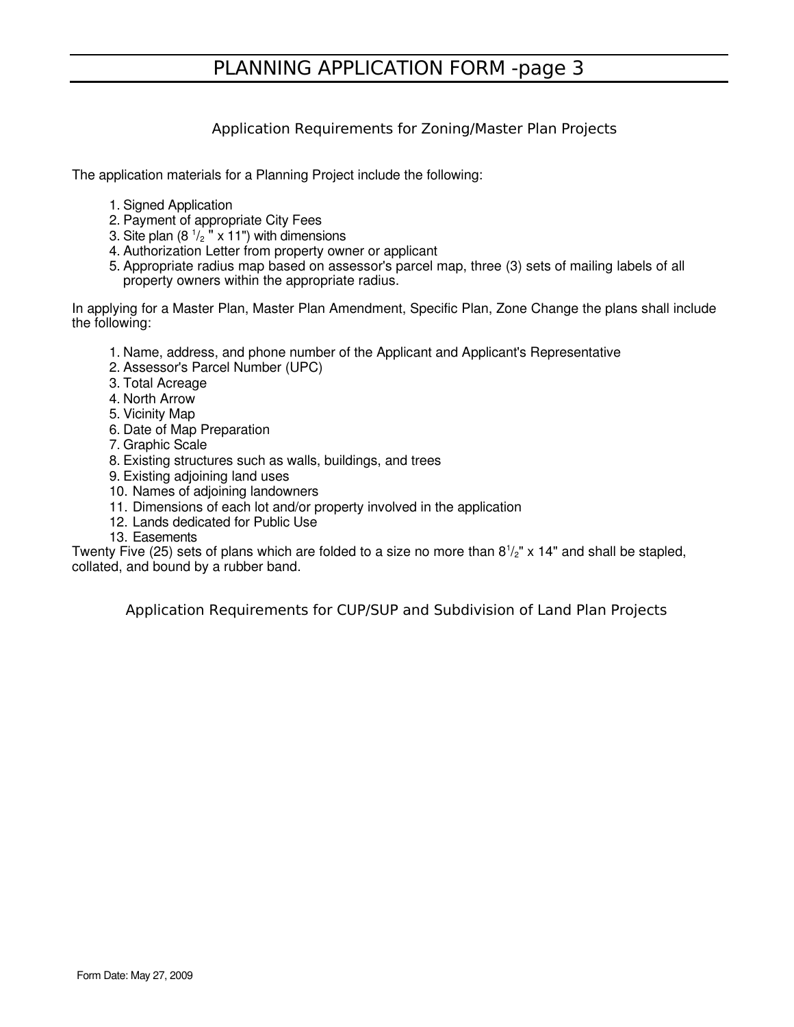# PLANNING APPLICATION FORM -page 3

## Application Requirements for Zoning/Master Plan Projects

The application materials for a Planning Project include the following:

1. Signed Application
2. Payment of appropriate City Fees
3. Site plan (8 $^1/_2$ " x 11") with dimensions
4. Authorization Letter from property owner or applicant
5. Appropriate radius map based on assessor's parcel map, three (3) sets of mailing labels of all property owners within the appropriate radius.

In applying for a Master Plan, Master Plan Amendment, Specific Plan, Zone Change the plans shall include the following:

1. Name, address, and phone number of the Applicant and Applicant's Representative
2. Assessor's Parcel Number (UPC)
3. Total Acreage
4. North Arrow
5. Vicinity Map
6. Date of Map Preparation
7. Graphic Scale
8. Existing structures such as walls, buildings, and trees
9. Existing adjoining land uses
10. Names of adjoining landowners
11. Dimensions of each lot and/or property involved in the application
12. Lands dedicated for Public Use
13. Easements

Twenty Five (25) sets of plans which are folded to a size no more than 8$^1/_2$" x 14" and shall be stapled, collated, and bound by a rubber band.

## Application Requirements for CUP/SUP and Subdivision of Land Plan Projects

Form Date: May 27, 2009